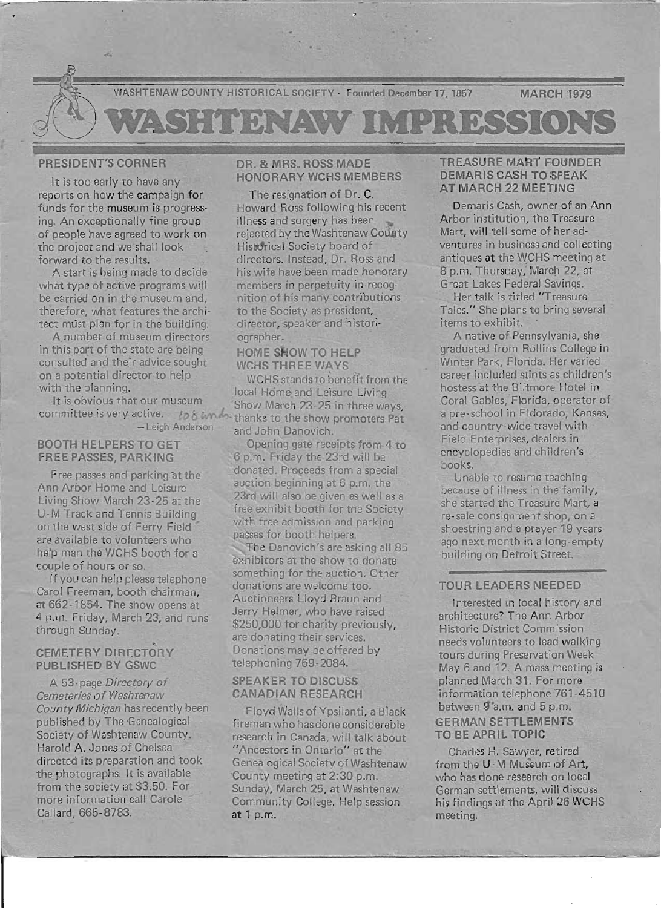WASHTENAW COUNTY HISTORICAL SOCIETY · Founded December 17, 1857 — MARCH 1979

# WASHTENAW IMPRESSIONS

## PRESIDENT'S CORNER

It is too early to have any reports on how the campaign for funds for the museum is progressing. An exceptionally fine group of people have agreed to work on the project and we shall look forward to the results.

A start is being made to decide what type of active programs will be carried on in the museum and, therefore, what features the architect must plan for in the building.

A number of museum directors in this part of the state are being consulted and their advice sought on a potential director to help with the planning.

It is obvious that our museum committee is very active.

—Leigh Anderson

## BOOTH HELPERS TO GET FREE PASSES, PARKING

Free passes and parking at the Ann Arbor Home and Leisure Living Show March 23-25 at the U-M Track and Tennis Building on the west side of Ferry Field are available to volunteers who help man the WCHS booth for a couple of hours or so.

If you can help please telephone Carol Freeman, booth chairman, at 662-1854. The show opens at 4 p.m. Friday, March 23, and runs through Sunday.

## CEMETERY DIRECTORY PUBLISHED BY GSWC

A 53-page *Directory of Cemeteries of Washtenaw County Michigan* has recently been published by The Genealogical Society of Washtenaw County. Harold A. Jones of Chelsea directed its preparation and took the photographs. It is available from the society at $3.50. For more information call Carole Callard, 665-8783.

## DR. & MRS. ROSS MADE HONORARY WCHS MEMBERS

The resignation of Dr. C. Howard Ross following his recent illness and surgery has been rejected by the Washtenaw County Historical Society board of directors. Instead, Dr. Ross and his wife have been made honorary members in perpetuity in recognition of his many contributions to the Society as president, director, speaker and historiographer.

## HOME SHOW TO HELP WCHS THREE WAYS

WCHS stands to benefit from the local Home and Leisure Living Show March 23-25 in three ways, thanks to the show promoters Pat and John Danovich.

Opening gate receipts from 4 to 6 p.m. Friday the 23rd will be donated. Proceeds from a special auction beginning at 6 p.m. the 23rd will also be given as well as a free exhibit booth for the Society with free admission and parking passes for booth helpers.

The Danovich's are asking all 85 exhibitors at the show to donate something for the auction. Other donations are welcome too. Auctioneers Lloyd Braun and Jerry Helmer, who have raised $250,000 for charity previously, are donating their services. Donations may be offered by telephoning 769-2084.

## SPEAKER TO DISCUSS CANADIAN RESEARCH

Floyd Walls of Ypsilanti, a Black fireman who has done considerable research in Canada, will talk about "Ancestors in Ontario" at the Genealogical Society of Washtenaw County meeting at 2:30 p.m. Sunday, March 25, at Washtenaw Community College. Help session at 1 p.m.

## TREASURE MART FOUNDER DEMARIS CASH TO SPEAK AT MARCH 22 MEETING

Demaris Cash, owner of an Ann Arbor institution, the Treasure Mart, will tell some of her adventures in business and collecting antiques at the WCHS meeting at 8 p.m. Thursday, March 22, at Great Lakes Federal Savings.

Her talk is titled "Treasure Tales." She plans to bring several items to exhibit.

A native of Pennsylvania, she graduated from Rollins College in Winter Park, Florida. Her varied career included stints as children's hostess at the Biltmore Hotel in Coral Gables, Florida, operator of a pre-school in Eldorado, Kansas, and country-wide travel with Field Enterprises, dealers in encyclopedias and children's books.

Unable to resume teaching because of illness in the family, she started the Treasure Mart, a re-sale consignment shop, on a shoestring and a prayer 19 years ago next month in a long-empty building on Detroit Street.

## TOUR LEADERS NEEDED

Interested in local history and architecture? The Ann Arbor Historic District Commission needs volunteers to lead walking tours during Preservation Week May 6 and 12. A mass meeting is planned March 31. For more information telephone 761-4510 between 9 a.m. and 5 p.m.

## GERMAN SETTLEMENTS TO BE APRIL TOPIC

Charles H. Sawyer, retired from the U-M Museum of Art, who has done research on local German settlements, will discuss his findings at the April 26 WCHS meeting.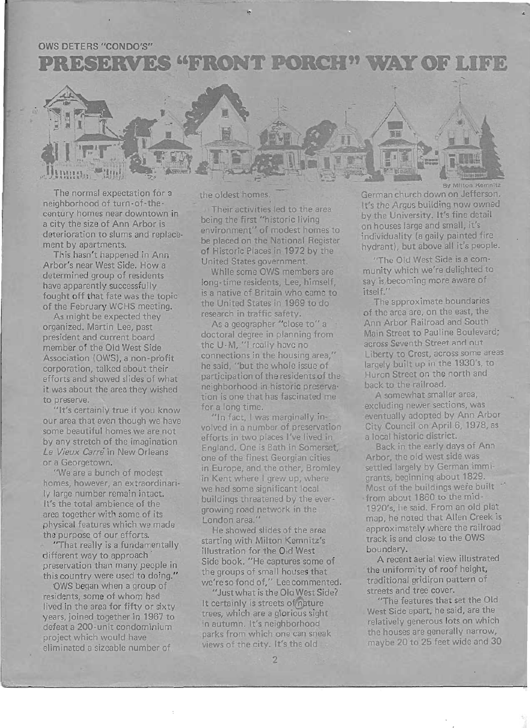OWS DETERS "CONDO'S"

# PRESERVES "FRONT PORCH" WAY OF LIFE

By Milton Kemnitz

The normal expectation for a neighborhood of turn-of-the-century homes near downtown in a city the size of Ann Arbor is deterioration to slums and replacement by apartments.

This hasn't happened in Ann Arbor's near West Side. How a determined group of residents have apparently successfully fought off that fate was the topic of the February WCHS meeting.

As might be expected they organized. Martin Lee, past president and current board member of the Old West Side Association (OWS), a non-profit corporation, talked about their efforts and showed slides of what it was about the area they wished to preserve.

"It's certainly true if you know our area that even though we have some beautiful homes we are not by any stretch of the imagination *Le Vieux Carré* in New Orleans or a Georgetown.

"We are a bunch of modest homes, however, an extraordinarily large number remain intact. It's the total ambience of the area together with some of its physical features which we made the purpose of our efforts.

"That really is a fundamentally different way to approach preservation than many people in this country were used to doing."

OWS began when a group of residents, some of whom had lived in the area for fifty or sixty years, joined together in 1967 to defeat a 200-unit condominium project which would have eliminated a sizeable number of the oldest homes.

Their activities led to the area being the first "historic living environment" of modest homes to be placed on the National Register of Historic Places in 1972 by the United States government.

While some OWS members are long-time residents, Lee, himself, is a native of Britain who came to the United States in 1969 to do research in traffic safety.

As a geographer "close to" a doctoral degree in planning from the U-M, "I really have no connections in the housing area," he said, "but the whole issue of participation of the residents of the neighborhood in historic preservation is one that has fascinated me for a long time.

"In fact, I was marginally involved in a number of preservation efforts in two places I've lived in England. One is Bath in Somerset, one of the finest Georgian cities in Europe, and the other, Bromley in Kent where I grew up, where we had some significant local buildings threatened by the ever-growing road network in the London area."

He showed slides of the area starting with Milton Kemnitz's illustration for the Old West Side book. "He captures some of the groups of small houses that we're so fond of," Lee commented.

"Just what is the Old West Side? It certainly is streets of mature trees, which are a glorious sight in autumn. It's neighborhood parks from which one can sneak views of the city. It's the old German church down on Jefferson. It's the Argus building now owned by the University. It's fine detail on houses large and small, it's individuality (a gaily painted fire hydrant), but above all it's people.

"The Old West Side is a community which we're delighted to say is becoming more aware of itself."

The approximate boundaries of the area are, on the east, the Ann Arbor Railroad and South Main Street to Pauline Boulevard; across Seventh Street and out Liberty to Crest, across some areas largely built up in the 1930's, to Huron Street on the north and back to the railroad.

A somewhat smaller area, excluding newer sections, was eventually adopted by Ann Arbor City Council on April 6, 1978, as a local historic district.

Back in the early days of Ann Arbor, the old west side was settled largely by German immigrants, beginning about 1829. Most of the buildings were built from about 1860 to the mid-1920's, he said. From an old plat map, he noted that Allen Creek is approximately where the railroad track is and close to the OWS boundary.

A recent aerial view illustrated the uniformity of roof height, traditional gridiron pattern of streets and tree cover.

"The features that set the Old West Side apart, he said, are the relatively generous lots on which the houses are generally narrow, maybe 20 to 25 feet wide and 30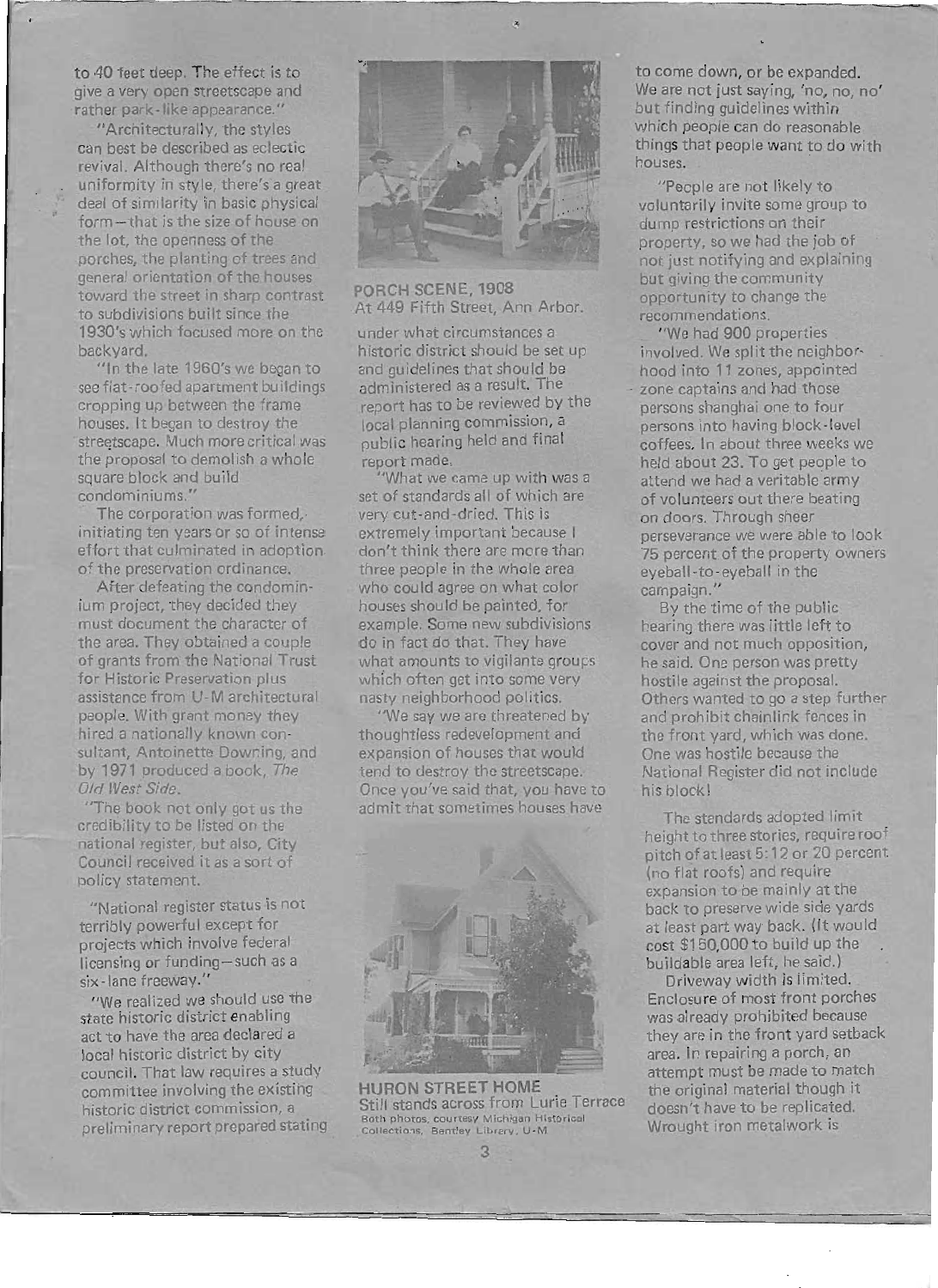to 40 feet deep. The effect is to give a very open streetscape and rather park-like appearance."

"Architecturally, the styles can best be described as eclectic revival. Although there's no real uniformity in style, there's a great deal of similarity in basic physical form—that is the size of house on the lot, the openness of the porches, the planting of trees and general orientation of the houses toward the street in sharp contrast to subdivisions built since the 1930's which focused more on the backyard.

"In the late 1960's we began to see flat-roofed apartment buildings cropping up between the frame houses. It began to destroy the streetscape. Much more critical was the proposal to demolish a whole square block and build condominiums."

The corporation was formed, initiating ten years or so of intense effort that culminated in adoption of the preservation ordinance.

After defeating the condominium project, they decided they must document the character of the area. They obtained a couple of grants from the National Trust for Historic Preservation plus assistance from U-M architectural people. With grant money they hired a nationally known consultant, Antoinette Downing, and by 1971 produced a book, *The Old West Side*.

"The book not only got us the credibility to be listed on the national register, but also, City Council received it as a sort of policy statement.

"National register status is not terribly powerful except for projects which involve federal licensing or funding—such as a six-lane freeway."

"We realized we should use the state historic district enabling act to have the area declared a local historic district by city council. That law requires a study committee involving the existing historic district commission, a preliminary report prepared stating under what circumstances a historic district should be set up and guidelines that should be administered as a result. The report has to be reviewed by the local planning commission, a public hearing held and final report made.

**PORCH SCENE, 1908**
At 449 Fifth Street, Ann Arbor.

"What we came up with was a set of standards all of which are very cut-and-dried. This is extremely important because I don't think there are more than three people in the whole area who could agree on what color houses should be painted, for example. Some new subdivisions do in fact do that. They have what amounts to vigilante groups which often get into some very nasty neighborhood politics.

"We say we are threatened by thoughtless redevelopment and expansion of houses that would tend to destroy the streetscape. Once you've said that, you have to admit that sometimes houses have to come down, or be expanded. We are not just saying, 'no, no, no' but finding guidelines within which people can do reasonable things that people want to do with houses.

**HURON STREET HOME**
Still stands across from Lurie Terrace
Both photos, courtesy Michigan Historical Collections, Bentley Library, U-M

"People are not likely to voluntarily invite some group to dump restrictions on their property, so we had the job of not just notifying and explaining but giving the community opportunity to change the recommendations.

"We had 900 properties involved. We split the neighborhood into 11 zones, appointed zone captains and had those persons shanghai one to four persons into having block-level coffees. In about three weeks we held about 23. To get people to attend we had a veritable army of volunteers out there beating on doors. Through sheer perseverance we were able to look 75 percent of the property owners eyeball-to-eyeball in the campaign."

By the time of the public hearing there was little left to cover and not much opposition, he said. One person was pretty hostile against the proposal. Others wanted to go a step further and prohibit chainlink fences in the front yard, which was done. One was hostile because the National Register did not include his block!

The standards adopted limit height to three stories, require roof pitch of at least 5:12 or 20 percent (no flat roofs) and require expansion to be mainly at the back to preserve wide side yards at least part way back. (It would cost $150,000 to build up the buildable area left, he said.)

Driveway width is limited. Enclosure of most front porches was already prohibited because they are in the front yard setback area. In repairing a porch, an attempt must be made to match the original material though it doesn't have to be replicated. Wrought iron metalwork is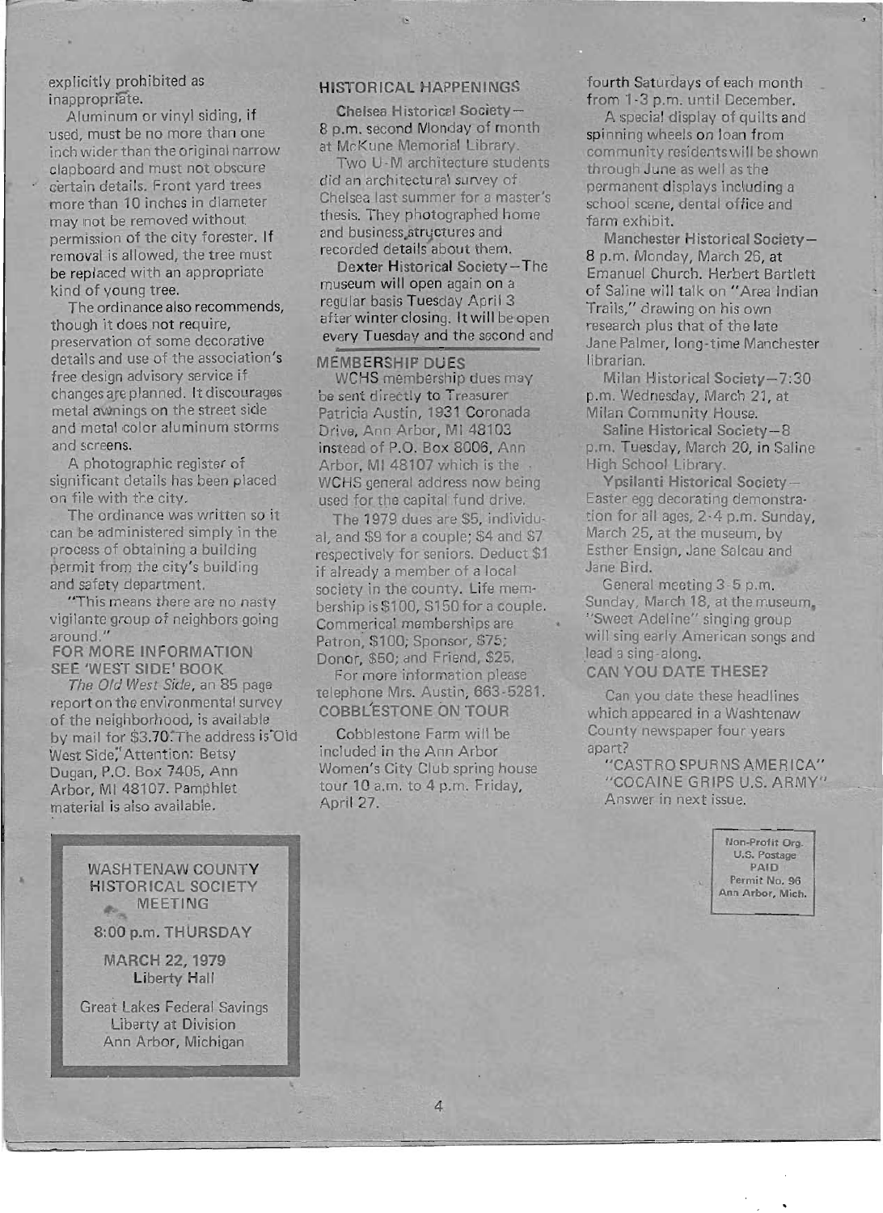explicitly prohibited as inappropriate.

Aluminum or vinyl siding, if used, must be no more than one inch wider than the original narrow clapboard and must not obscure certain details. Front yard trees more than 10 inches in diameter may not be removed without permission of the city forester. If removal is allowed, the tree must be replaced with an appropriate kind of young tree.

The ordinance also recommends, though it does not require, preservation of some decorative details and use of the association's free design advisory service if changes are planned. It discourages metal awnings on the street side and metal color aluminum storms and screens.

A photographic register of significant details has been placed on file with the city.

The ordinance was written so it can be administered simply in the process of obtaining a building permit from the city's building and safety department.

"This means there are no nasty vigilante group of neighbors going around."

## FOR MORE INFORMATION SEE 'WEST SIDE' BOOK

*The Old West Side*, an 85 page report on the environmental survey of the neighborhood, is available by mail for $3.70. The address is "Old West Side," Attention: Betsy Dugan, P.O. Box 7405, Ann Arbor, MI 48107. Pamphlet material is also available.

## HISTORICAL HAPPENINGS

**Chelsea Historical Society**— 8 p.m. second Monday of month at McKune Memorial Library.

Two U-M architecture students did an architectural survey of Chelsea last summer for a master's thesis. They photographed home and business structures and recorded details about them.

**Dexter Historical Society**—The museum will open again on a regular basis Tuesday April 3 after winter closing. It will be open every Tuesday and the second and fourth Saturdays of each month from 1-3 p.m. until December.

A special display of quilts and spinning wheels on loan from community residents will be shown through June as well as the permanent displays including a school scene, dental office and farm exhibit.

**Manchester Historical Society**— 8 p.m. Monday, March 26, at Emanuel Church. Herbert Bartlett of Saline will talk on "Area Indian Trails," drawing on his own research plus that of the late Jane Palmer, long-time Manchester librarian.

**Milan Historical Society**—7:30 p.m. Wednesday, March 21, at Milan Community House.

**Saline Historical Society**—8 p.m. Tuesday, March 20, in Saline High School Library.

**Ypsilanti Historical Society**— Easter egg decorating demonstration for all ages, 2-4 p.m. Sunday, March 25, at the museum, by Esther Ensign, Jane Salcau and Jane Bird.

General meeting 3-5 p.m. Sunday, March 18, at the museum. "Sweet Adeline" singing group will sing early American songs and lead a sing-along.

## MEMBERSHIP DUES

WCHS membership dues may be sent directly to Treasurer Patricia Austin, 1931 Coronada Drive, Ann Arbor, MI 48103 instead of P.O. Box 8006, Ann Arbor, MI 48107 which is the WCHS general address now being used for the capital fund drive.

The 1979 dues are $5, individual, and $9 for a couple; $4 and $7 respectively for seniors. Deduct $1 if already a member of a local society in the county. Life membership is $100, $150 for a couple. Commerical memberships are Patron, $100; Sponsor, $75; Donor, $50; and Friend, $25.

For more information please telephone Mrs. Austin, 663-5281.

## COBBLESTONE ON TOUR

Cobblestone Farm will be included in the Ann Arbor Women's City Club spring house tour 10 a.m. to 4 p.m. Friday, April 27.

## CAN YOU DATE THESE?

Can you date these headlines which appeared in a Washtenaw County newspaper four years apart?

"CASTRO SPURNS AMERICA"
"COCAINE GRIPS U.S. ARMY"

Answer in next issue.

**WASHTENAW COUNTY HISTORICAL SOCIETY MEETING**

8:00 p.m. THURSDAY

MARCH 22, 1979
Liberty Hall

Great Lakes Federal Savings
Liberty at Division
Ann Arbor, Michigan

Non-Profit Org.
U.S. Postage
PAID
Permit No. 96
Ann Arbor, Mich.